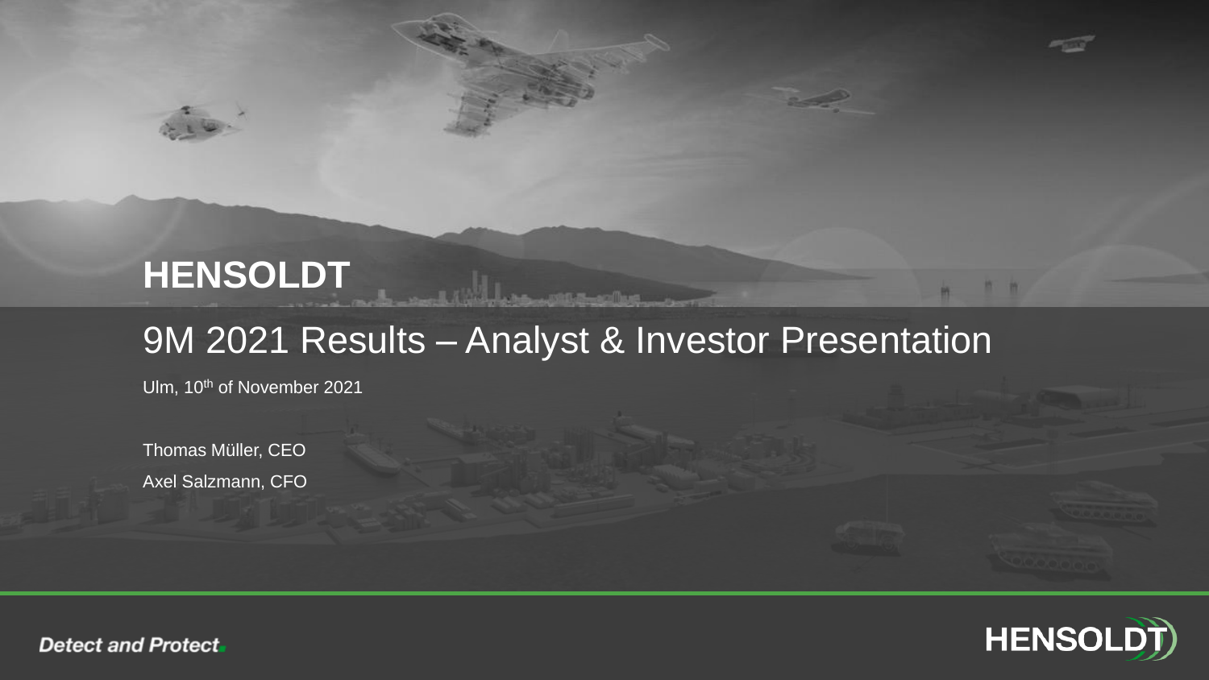# HENSOLDT

## 9M 2021 Results – Analyst & Investor Presentation

Ulm, 10th of November 2021

Thomas Müller, CEO

Axel Salzmann, CFO

*Detect and Protect.*

HENSOLDT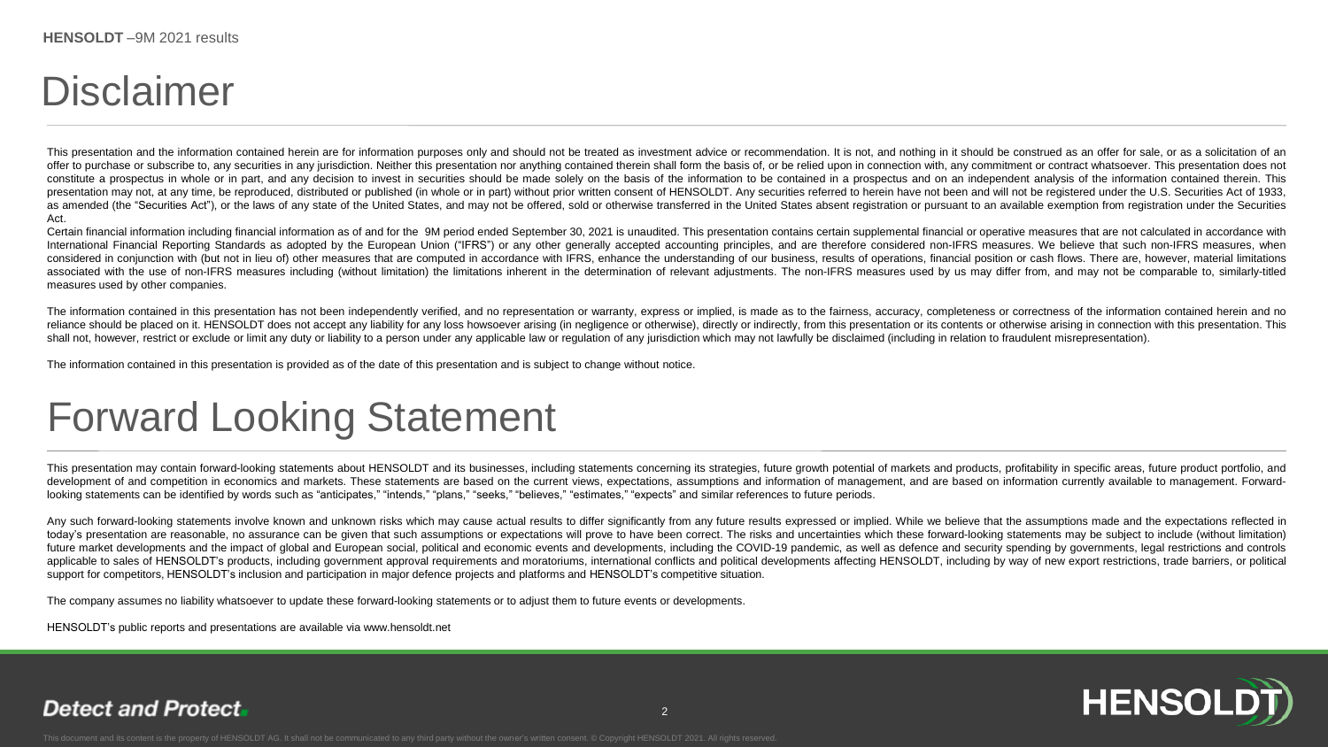# Disclaimer

This presentation and the information contained herein are for information purposes only and should not be treated as investment advice or recommendation. It is not, and nothing in it should be construed as an offer for sale, or as a solicitation of an offer to purchase or subscribe to, any securities in any jurisdiction. Neither this presentation nor anything contained therein shall form the basis of, or be relied upon in connection with, any commitment or contract whatsoever. This presentation does not constitute a prospectus in whole or in part, and any decision to invest in securities should be made solely on the basis of the information to be contained in a prospectus and on an independent analysis of the information contained therein. This presentation may not, at any time, be reproduced, distributed or published (in whole or in part) without prior written consent of HENSOLDT. Any securities referred to herein have not been and will not be registered under the U.S. Securities Act of 1933, as amended (the "Securities Act"), or the laws of any state of the United States, and may not be offered, sold or otherwise transferred in the United States absent registration or pursuant to an available exemption from registration under the Securities Act.

Certain financial information including financial information as of and for the 9M period ended September 30, 2021 is unaudited. This presentation contains certain supplemental financial or operative measures that are not calculated in accordance with International Financial Reporting Standards as adopted by the European Union ("IFRS") or any other generally accepted accounting principles, and are therefore considered non-IFRS measures. We believe that such non-IFRS measures, when considered in conjunction with (but not in lieu of) other measures that are computed in accordance with IFRS, enhance the understanding of our business, results of operations, financial position or cash flows. There are, however, material limitations associated with the use of non-IFRS measures including (without limitation) the limitations inherent in the determination of relevant adjustments. The non-IFRS measures used by us may differ from, and may not be comparable to, similarly-titled measures used by other companies.

The information contained in this presentation has not been independently verified, and no representation or warranty, express or implied, is made as to the fairness, accuracy, completeness or correctness of the information contained herein and no reliance should be placed on it. HENSOLDT does not accept any liability for any loss howsoever arising (in negligence or otherwise), directly or indirectly, from this presentation or its contents or otherwise arising in connection with this presentation. This shall not, however, restrict or exclude or limit any duty or liability to a person under any applicable law or regulation of any jurisdiction which may not lawfully be disclaimed (including in relation to fraudulent misrepresentation).

The information contained in this presentation is provided as of the date of this presentation and is subject to change without notice.

# Forward Looking Statement

This presentation may contain forward-looking statements about HENSOLDT and its businesses, including statements concerning its strategies, future growth potential of markets and products, profitability in specific areas, future product portfolio, and development of and competition in economics and markets. These statements are based on the current views, expectations, assumptions and information of management, and are based on information currently available to management. Forward-looking statements can be identified by words such as "anticipates," "intends," "plans," "seeks," "believes," "estimates," "expects" and similar references to future periods.

Any such forward-looking statements involve known and unknown risks which may cause actual results to differ significantly from any future results expressed or implied. While we believe that the assumptions made and the expectations reflected in today's presentation are reasonable, no assurance can be given that such assumptions or expectations will prove to have been correct. The risks and uncertainties which these forward-looking statements may be subject to include (without limitation) future market developments and the impact of global and European social, political and economic events and developments, including the COVID-19 pandemic, as well as defence and security spending by governments, legal restrictions and controls applicable to sales of HENSOLDT's products, including government approval requirements and moratoriums, international conflicts and political developments affecting HENSOLDT, including by way of new export restrictions, trade barriers, or political support for competitors, HENSOLDT's inclusion and participation in major defence projects and platforms and HENSOLDT's competitive situation.

The company assumes no liability whatsoever to update these forward-looking statements or to adjust them to future events or developments.

HENSOLDT's public reports and presentations are available via www.hensoldt.net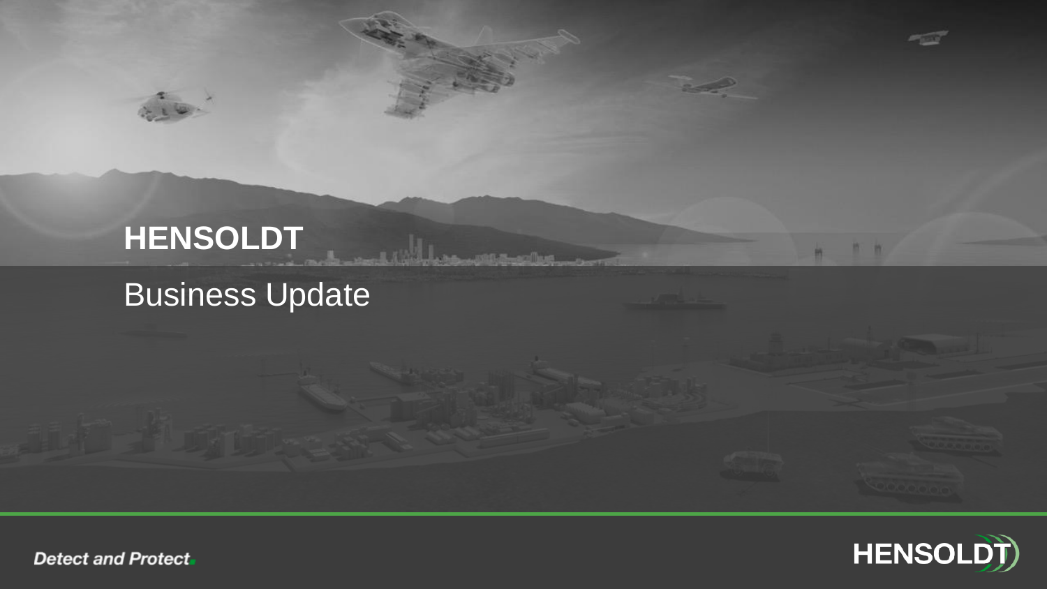# HENSOLDT

## Business Update

*Detect and Protect.*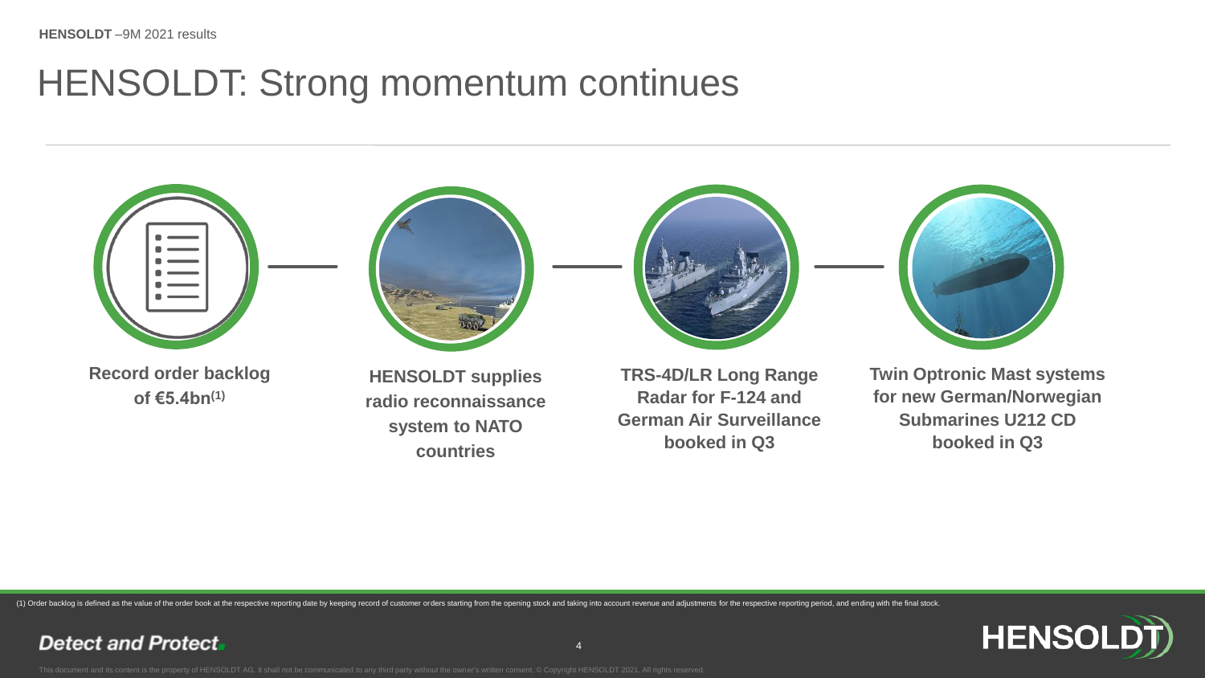# HENSOLDT: Strong momentum continues

**Record order backlog of €5.4bn[(1)]**

**HENSOLDT supplies radio reconnaissance system to NATO countries**

**TRS-4D/LR Long Range Radar for F-124 and German Air Surveillance booked in Q3**

**Twin Optronic Mast systems for new German/Norwegian Submarines U212 CD booked in Q3**

(1) Order backlog is defined as the value of the order book at the respective reporting date by keeping record of customer orders starting from the opening stock and taking into account revenue and adjustments for the respective reporting period, and ending with the final stock.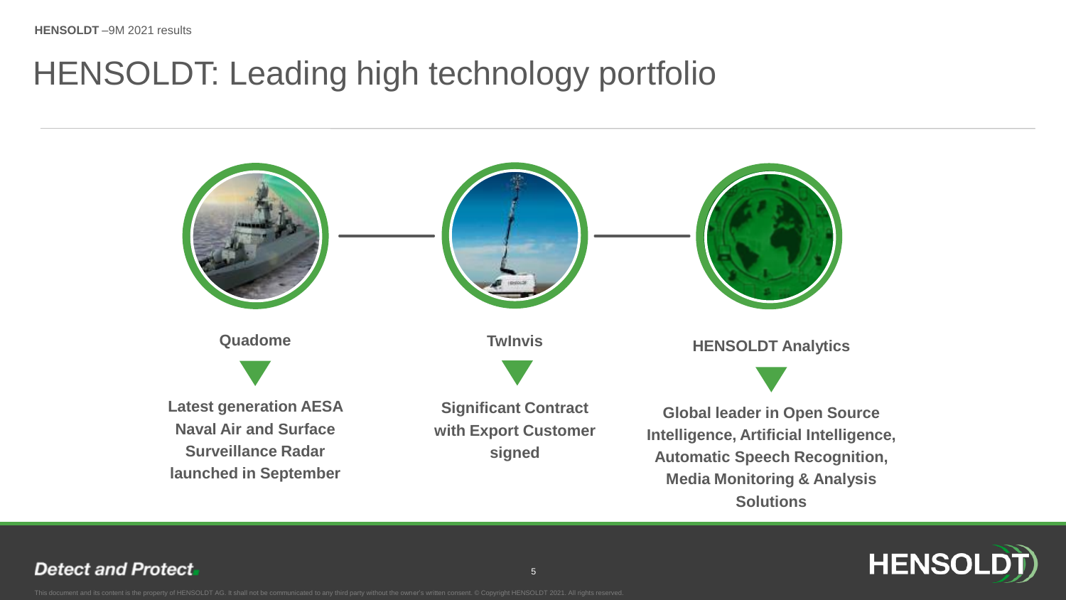# HENSOLDT: Leading high technology portfolio

**Quadome**

**Latest generation AESA Naval Air and Surface Surveillance Radar launched in September**

**TwInvis**

**Significant Contract with Export Customer signed**

**HENSOLDT Analytics**

**Global leader in Open Source Intelligence, Artificial Intelligence, Automatic Speech Recognition, Media Monitoring & Analysis Solutions**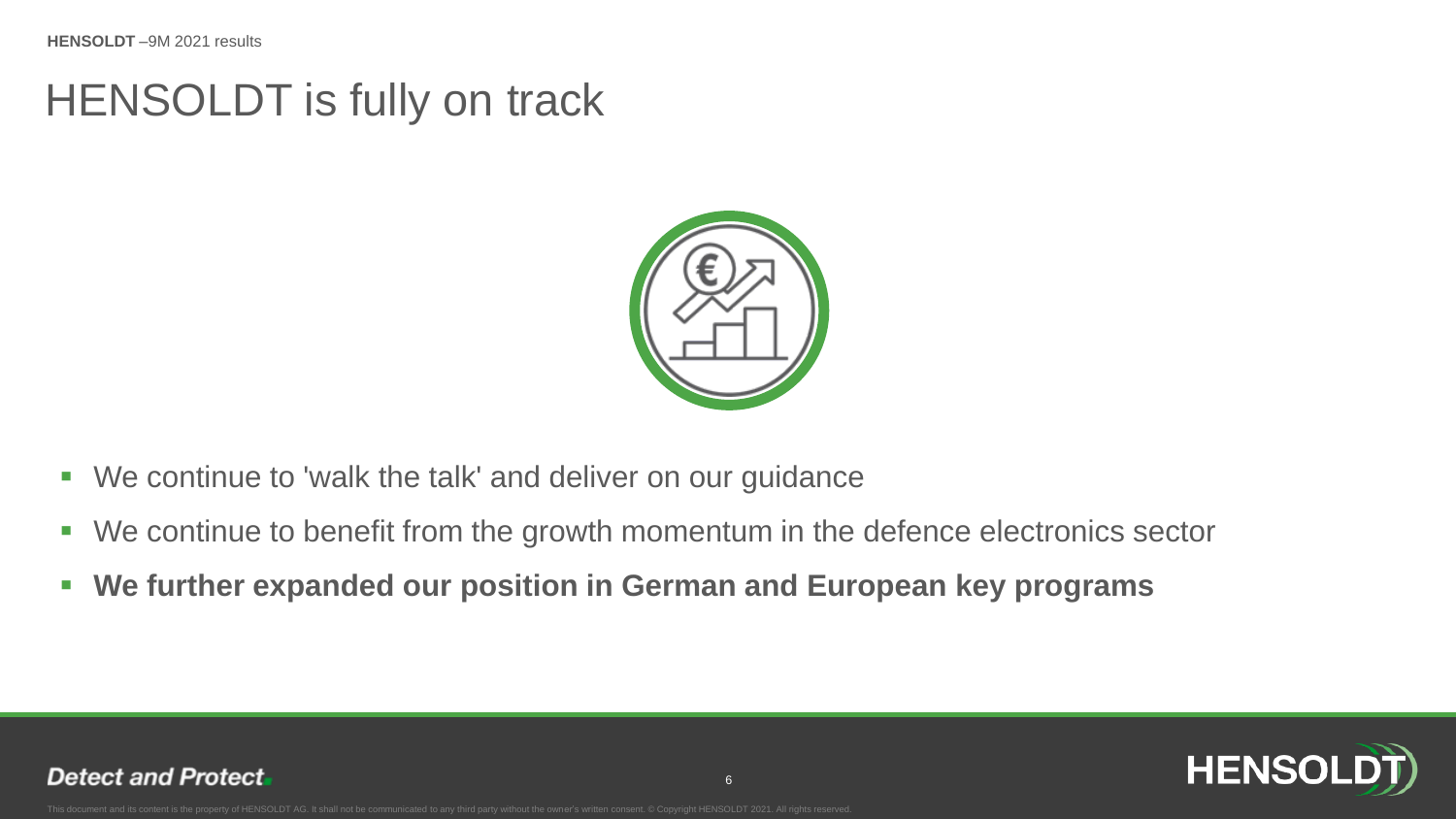# HENSOLDT is fully on track

- We continue to 'walk the talk' and deliver on our guidance
- We continue to benefit from the growth momentum in the defence electronics sector
- **We further expanded our position in German and European key programs**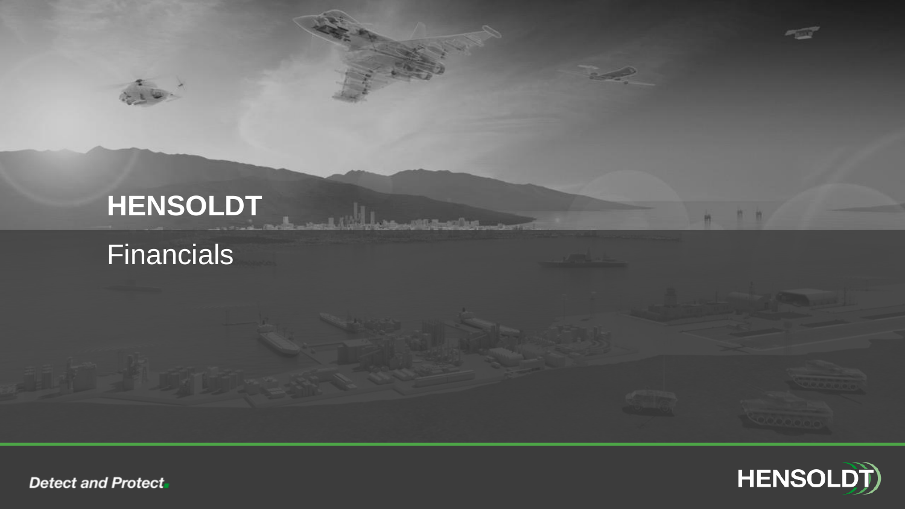# HENSOLDT

## Financials

*Detect and Protect.*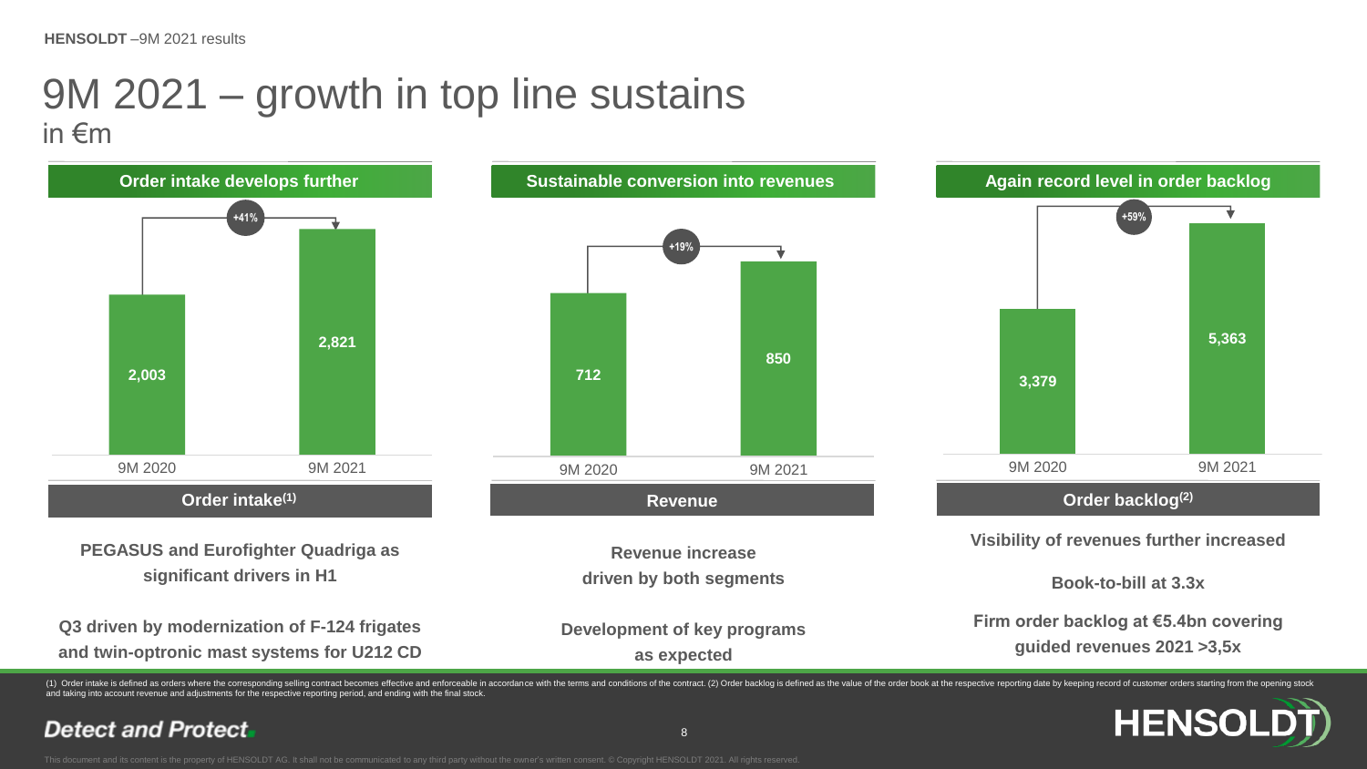# 9M 2021 – growth in top line sustains

in €m

## Order intake develops further

| | 9M 2020 | 9M 2021 |
|---|---|---|
| Order intake[(1)] | 2,003 | 2,821 |

+41%

**PEGASUS and Eurofighter Quadriga as significant drivers in H1**

**Q3 driven by modernization of F-124 frigates and twin-optronic mast systems for U212 CD**

## Sustainable conversion into revenues

| | 9M 2020 | 9M 2021 |
|---|---|---|
| Revenue | 712 | 850 |

+19%

**Revenue increase driven by both segments**

**Development of key programs as expected**

## Again record level in order backlog

| | 9M 2020 | 9M 2021 |
|---|---|---|
| Order backlog[(2)] | 3,379 | 5,363 |

+59%

**Visibility of revenues further increased**

**Book-to-bill at 3.3x**

**Firm order backlog at €5.4bn covering guided revenues 2021 >3,5x**

(1) Order intake is defined as orders where the corresponding selling contract becomes effective and enforceable in accordance with the terms and conditions of the contract. (2) Order backlog is defined as the value of the order book at the respective reporting date by keeping record of customer orders starting from the opening stock and taking into account revenue and adjustments for the respective reporting period, and ending with the final stock.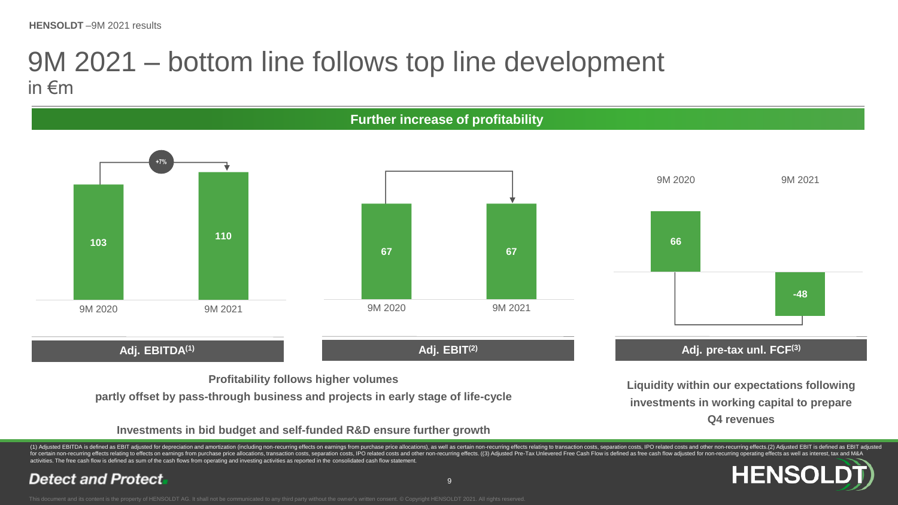# 9M 2021 – bottom line follows top line development

in €m

## Further increase of profitability

| | 9M 2020 | 9M 2021 |
|---|---|---|
| Adj. EBITDA[1] | 103 | 110 |
| Adj. EBIT[2] | 67 | 67 |
| Adj. pre-tax unl. FCF[3] | 66 | -48 |

Adj. EBITDA: +7%

**Profitability follows higher volumes**

**partly offset by pass-through business and projects in early stage of life-cycle**

**Investments in bid budget and self-funded R&D ensure further growth**

**Liquidity within our expectations following investments in working capital to prepare Q4 revenues**

(1) Adjusted EBITDA is defined as EBIT adjusted for depreciation and amortization (including non-recurring effects on earnings from purchase price allocations), as well as certain non-recurring effects relating to transaction costs, separation costs, IPO related costs and other non-recurring effects.(2) Adjusted EBIT is defined as EBIT adjusted for certain non-recurring effects relating to effects on earnings from purchase price allocations, transaction costs, separation costs, IPO related costs and other non-recurring effects. ((3) Adjusted Pre-Tax Unlevered Free Cash Flow is defined as free cash flow adjusted for non-recurring operating effects as well as interest, tax and M&A activities. The free cash flow is defined as sum of the cash flows from operating and investing activities as reported in the consolidated cash flow statement.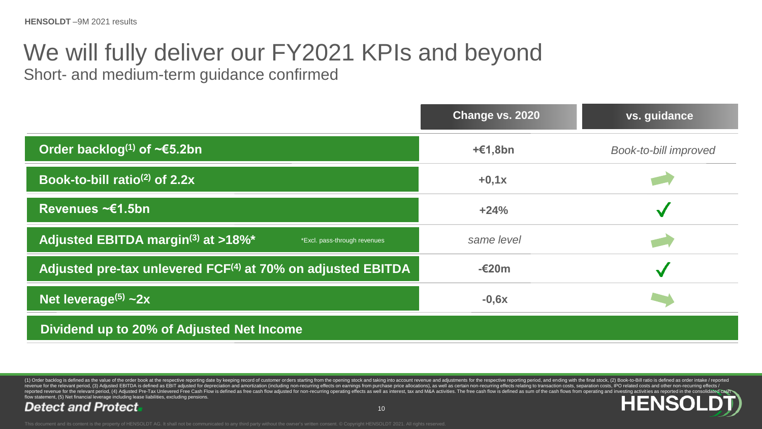# We will fully deliver our FY2021 KPIs and beyond

## Short- and medium-term guidance confirmed

| | Change vs. 2020 | vs. guidance |
|---|---|---|
| **Order backlog[1] of ~€5.2bn** | **+€1,8bn** | *Book-to-bill improved* |
| **Book-to-bill ratio[2] of 2.2x** | **+0,1x** | ➡ |
| **Revenues ~€1.5bn** | **+24%** | ✓ |
| **Adjusted EBITDA margin[3] at >18%*** *Excl. pass-through revenues | *same level* | ➡ |
| **Adjusted pre-tax unlevered FCF[4] at 70% on adjusted EBITDA** | **-€20m** | ✓ |
| **Net leverage[5] ~2x** | **-0,6x** | ➡ |
| **Dividend up to 20% of Adjusted Net Income** | | |

(1) Order backlog is defined as the value of the order book at the respective reporting date by keeping record of customer orders starting from the opening stock and taking into account revenue and adjustments for the respective reporting period, and ending with the final stock, (2) Book-to-Bill ratio is defined as order intake / reported revenue for the relevant period, (3) Adjusted EBITDA is defined as EBIT adjusted for depreciation and amortization (including non-recurring effects on earnings from purchase price allocations), as well as certain non-recurring effects relating to transaction costs, separation costs, IPO related costs and other non-recurring effects / reported revenue for the relevant period, (4) Adjusted Pre-Tax Unlevered Free Cash Flow is defined as free cash flow adjusted for non-recurring operating effects as well as interest, tax and M&A activities. The free cash flow is defined as sum of the cash flows from operating and investing activities as reported in the consolidated cash flow statement, (5) Net financial leverage including lease liabilities, excluding pensions.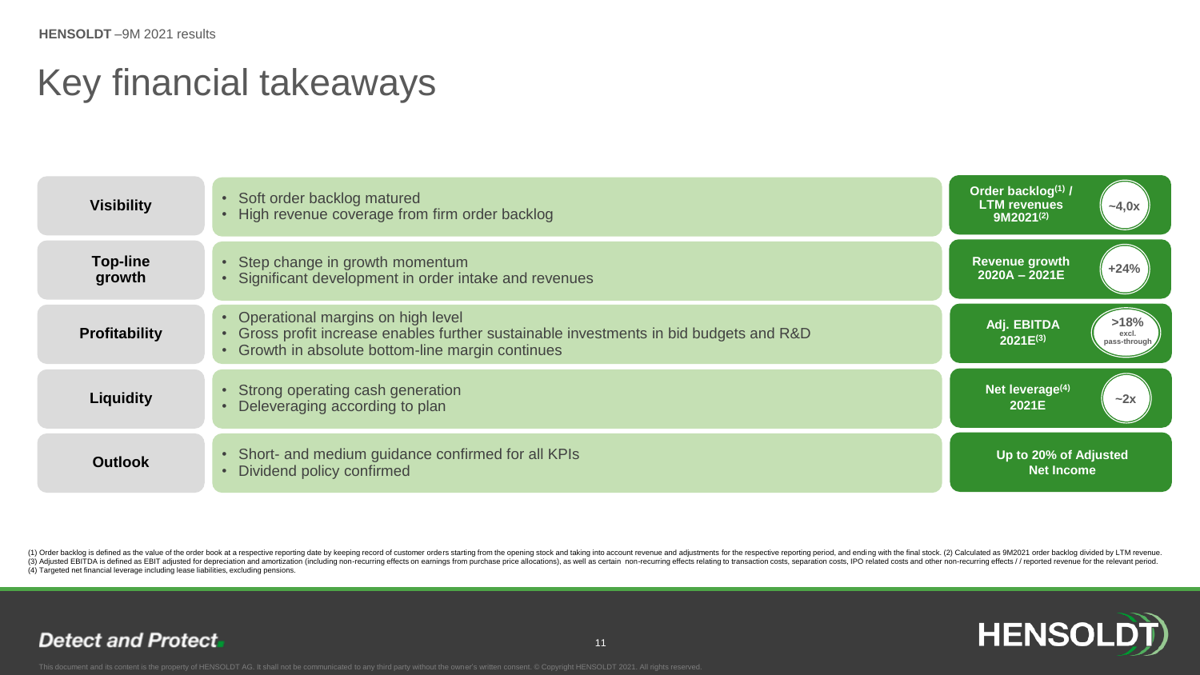# Key financial takeaways

| | | | |
|---|---|---|---|
| **Visibility** | • Soft order backlog matured<br>• High revenue coverage from firm order backlog | **Order backlog[1] / LTM revenues 9M2021[2]** | **~4,0x** |
| **Top-line growth** | • Step change in growth momentum<br>• Significant development in order intake and revenues | **Revenue growth 2020A – 2021E** | **+24%** |
| **Profitability** | • Operational margins on high level<br>• Gross profit increase enables further sustainable investments in bid budgets and R&D<br>• Growth in absolute bottom-line margin continues | **Adj. EBITDA 2021E[3]** | **>18%** excl. pass-through |
| **Liquidity** | • Strong operating cash generation<br>• Deleveraging according to plan | **Net leverage[4] 2021E** | **~2x** |
| **Outlook** | • Short- and medium guidance confirmed for all KPIs<br>• Dividend policy confirmed | **Up to 20% of Adjusted Net Income** | |

(1) Order backlog is defined as the value of the order book at a respective reporting date by keeping record of customer orders starting from the opening stock and taking into account revenue and adjustments for the respective reporting period, and ending with the final stock. (2) Calculated as 9M2021 order backlog divided by LTM revenue. (3) Adjusted EBITDA is defined as EBIT adjusted for depreciation and amortization (including non-recurring effects on earnings from purchase price allocations), as well as certain non-recurring effects relating to transaction costs, separation costs, IPO related costs and other non-recurring effects / / reported revenue for the relevant period. (4) Targeted net financial leverage including lease liabilities, excluding pensions.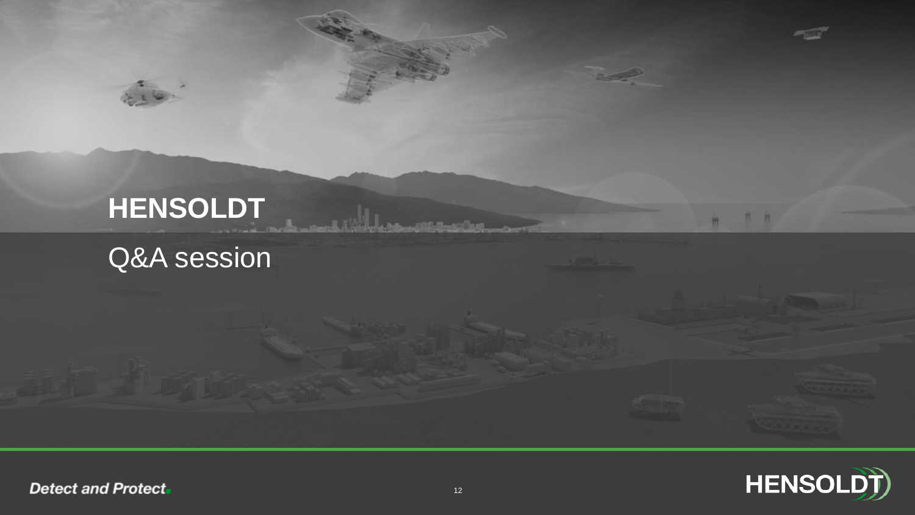# HENSOLDT

## Q&A session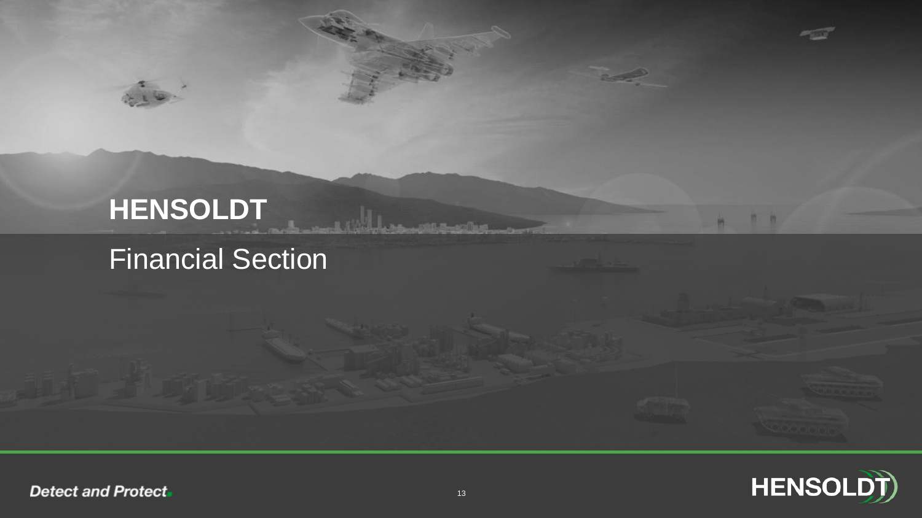# HENSOLDT

## Financial Section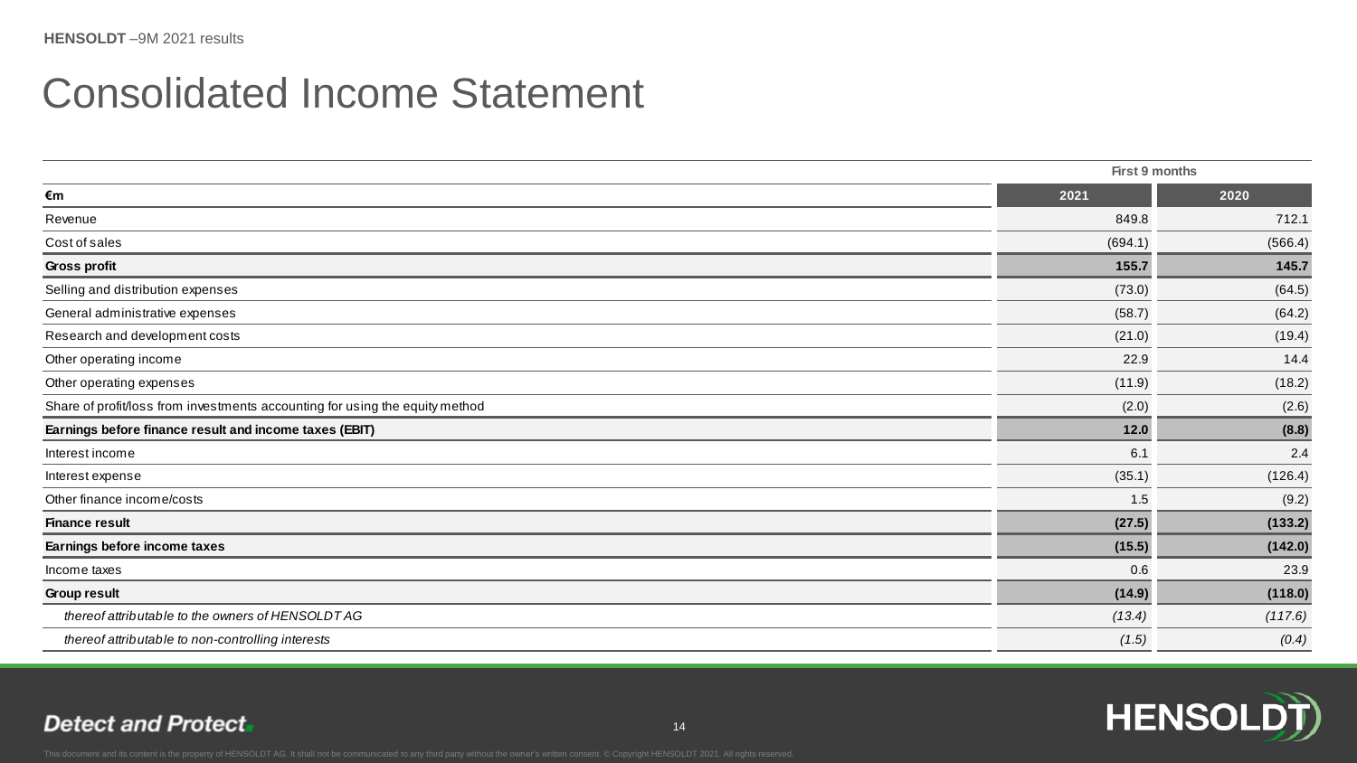# Consolidated Income Statement

| €m | First 9 months 2021 | First 9 months 2020 |
|---|---|---|
| Revenue | 849.8 | 712.1 |
| Cost of sales | (694.1) | (566.4) |
| **Gross profit** | **155.7** | **145.7** |
| Selling and distribution expenses | (73.0) | (64.5) |
| General administrative expenses | (58.7) | (64.2) |
| Research and development costs | (21.0) | (19.4) |
| Other operating income | 22.9 | 14.4 |
| Other operating expenses | (11.9) | (18.2) |
| Share of profit/loss from investments accounting for using the equity method | (2.0) | (2.6) |
| **Earnings before finance result and income taxes (EBIT)** | **12.0** | **(8.8)** |
| Interest income | 6.1 | 2.4 |
| Interest expense | (35.1) | (126.4) |
| Other finance income/costs | 1.5 | (9.2) |
| **Finance result** | **(27.5)** | **(133.2)** |
| **Earnings before income taxes** | **(15.5)** | **(142.0)** |
| Income taxes | 0.6 | 23.9 |
| **Group result** | **(14.9)** | **(118.0)** |
| *thereof attributable to the owners of HENSOLDT AG* | *(13.4)* | *(117.6)* |
| *thereof attributable to non-controlling interests* | *(1.5)* | *(0.4)* |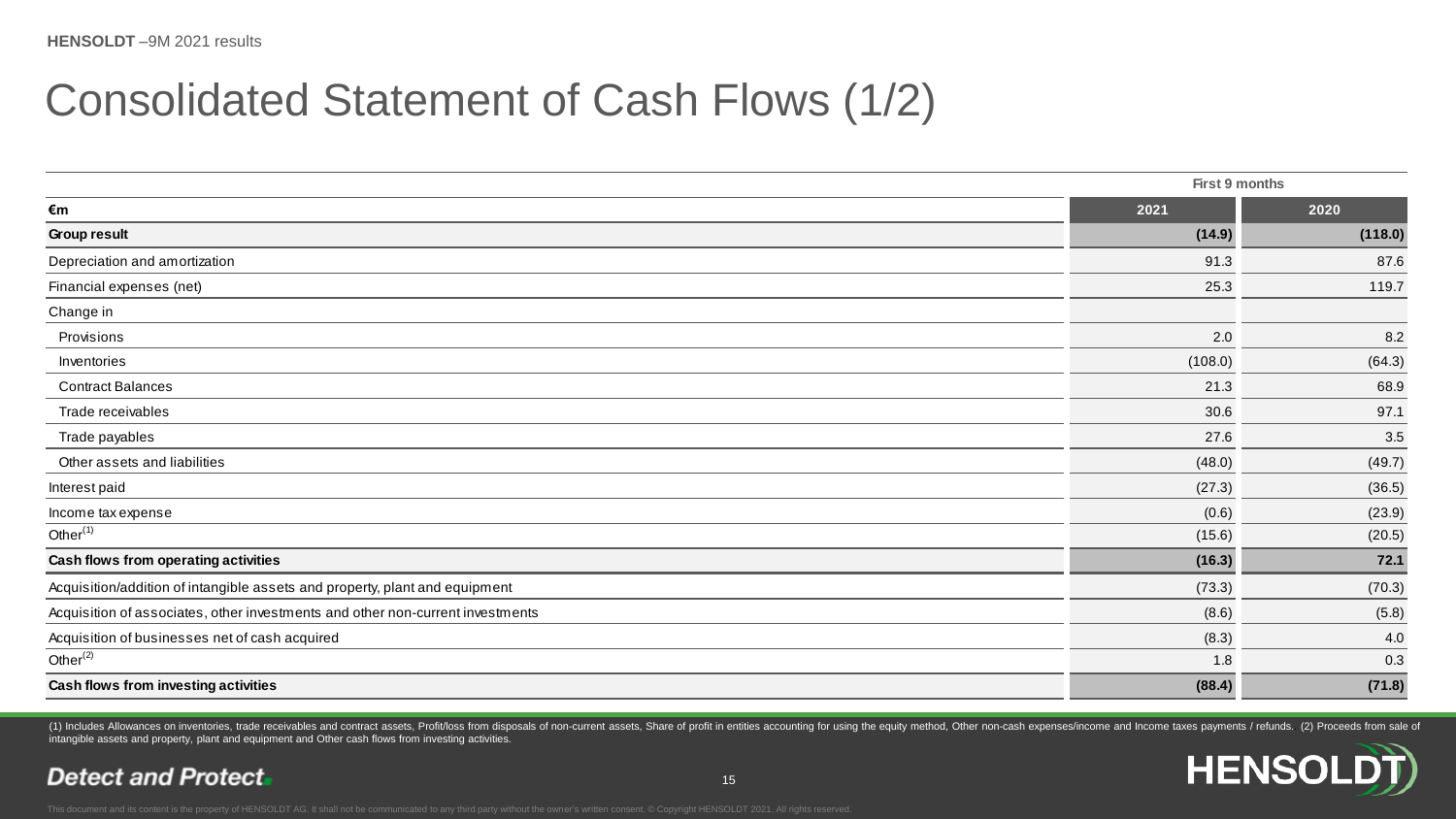# Consolidated Statement of Cash Flows (1/2)

| €m | First 9 months 2021 | First 9 months 2020 |
|---|---|---|
| **Group result** | **(14.9)** | **(118.0)** |
| Depreciation and amortization | 91.3 | 87.6 |
| Financial expenses (net) | 25.3 | 119.7 |
| Change in | | |
| Provisions | 2.0 | 8.2 |
| Inventories | (108.0) | (64.3) |
| Contract Balances | 21.3 | 68.9 |
| Trade receivables | 30.6 | 97.1 |
| Trade payables | 27.6 | 3.5 |
| Other assets and liabilities | (48.0) | (49.7) |
| Interest paid | (27.3) | (36.5) |
| Income tax expense | (0.6) | (23.9) |
| Other[1] | (15.6) | (20.5) |
| **Cash flows from operating activities** | **(16.3)** | **72.1** |
| Acquisition/addition of intangible assets and property, plant and equipment | (73.3) | (70.3) |
| Acquisition of associates, other investments and other non-current investments | (8.6) | (5.8) |
| Acquisition of businesses net of cash acquired | (8.3) | 4.0 |
| Other[2] | 1.8 | 0.3 |
| **Cash flows from investing activities** | **(88.4)** | **(71.8)** |

(1) Includes Allowances on inventories, trade receivables and contract assets, Profit/loss from disposals of non-current assets, Share of profit in entities accounting for using the equity method, Other non-cash expenses/income and Income taxes payments / refunds. (2) Proceeds from sale of intangible assets and property, plant and equipment and Other cash flows from investing activities.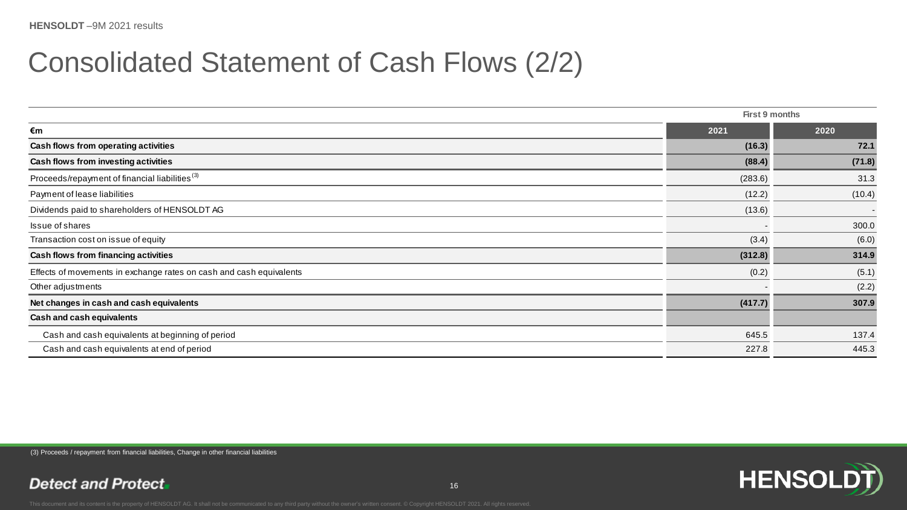# Consolidated Statement of Cash Flows (2/2)

| | First 9 months | |
|---|---|---|
| **€m** | **2021** | **2020** |
| **Cash flows from operating activities** | **(16.3)** | **72.1** |
| **Cash flows from investing activities** | **(88.4)** | **(71.8)** |
| Proceeds/repayment of financial liabilities [3] | (283.6) | 31.3 |
| Payment of lease liabilities | (12.2) | (10.4) |
| Dividends paid to shareholders of HENSOLDT AG | (13.6) | - |
| Issue of shares | - | 300.0 |
| Transaction cost on issue of equity | (3.4) | (6.0) |
| **Cash flows from financing activities** | **(312.8)** | **314.9** |
| Effects of movements in exchange rates on cash and cash equivalents | (0.2) | (5.1) |
| Other adjustments | - | (2.2) |
| **Net changes in cash and cash equivalents** | **(417.7)** | **307.9** |
| **Cash and cash equivalents** | | |
| Cash and cash equivalents at beginning of period | 645.5 | 137.4 |
| Cash and cash equivalents at end of period | 227.8 | 445.3 |

(3) Proceeds / repayment from financial liabilities, Change in other financial liabilities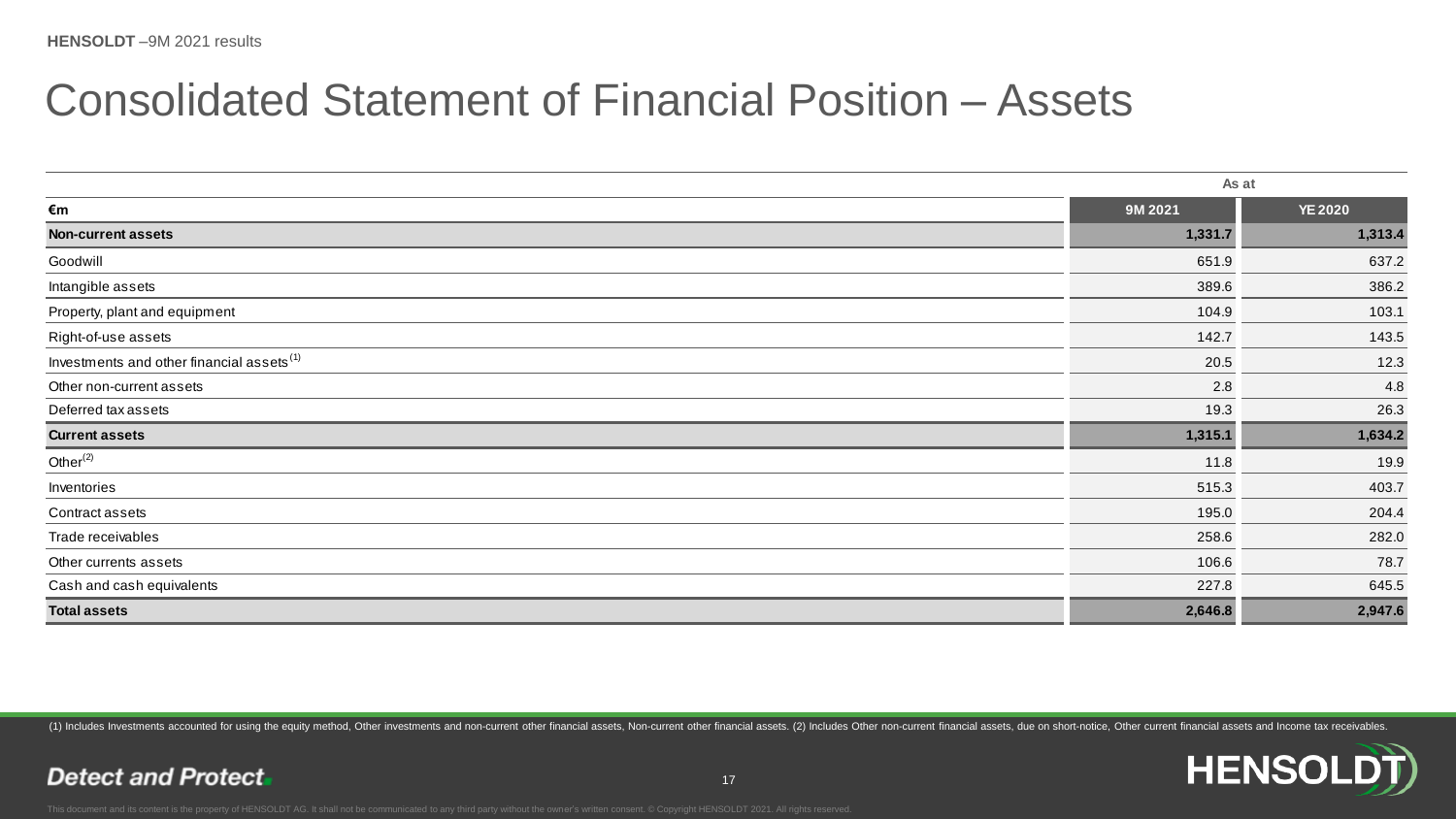# Consolidated Statement of Financial Position – Assets

| €m | As at 9M 2021 | As at YE 2020 |
|---|---|---|
| **Non-current assets** | **1,331.7** | **1,313.4** |
| Goodwill | 651.9 | 637.2 |
| Intangible assets | 389.6 | 386.2 |
| Property, plant and equipment | 104.9 | 103.1 |
| Right-of-use assets | 142.7 | 143.5 |
| Investments and other financial assets[(1)] | 20.5 | 12.3 |
| Other non-current assets | 2.8 | 4.8 |
| Deferred tax assets | 19.3 | 26.3 |
| **Current assets** | **1,315.1** | **1,634.2** |
| Other[(2)] | 11.8 | 19.9 |
| Inventories | 515.3 | 403.7 |
| Contract assets | 195.0 | 204.4 |
| Trade receivables | 258.6 | 282.0 |
| Other currents assets | 106.6 | 78.7 |
| Cash and cash equivalents | 227.8 | 645.5 |
| **Total assets** | **2,646.8** | **2,947.6** |

(1) Includes Investments accounted for using the equity method, Other investments and non-current other financial assets, Non-current other financial assets. (2) Includes Other non-current financial assets, due on short-notice, Other current financial assets and Income tax receivables.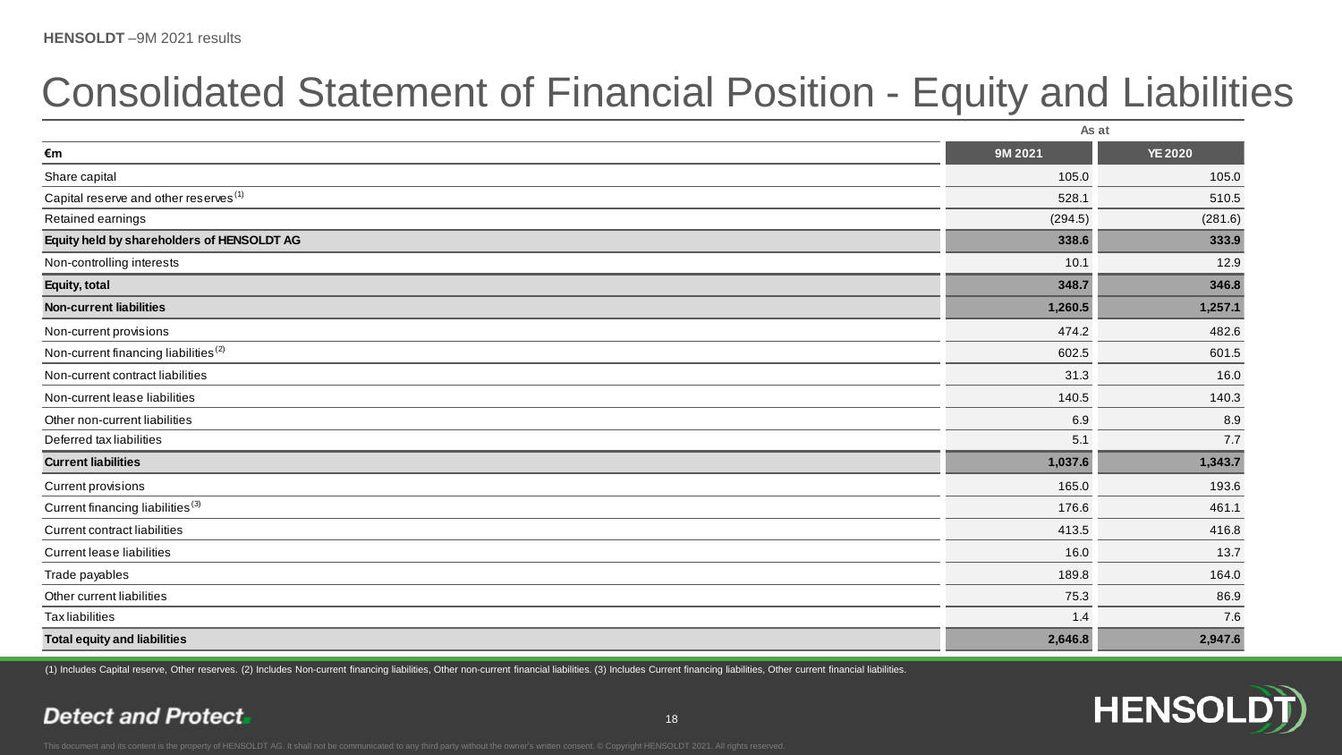# Consolidated Statement of Financial Position - Equity and Liabilities

| €m | 9M 2021 | YE 2020 |
|---|---|---|
| | **As at** | |
| Share capital | 105.0 | 105.0 |
| Capital reserve and other reserves [1] | 528.1 | 510.5 |
| Retained earnings | (294.5) | (281.6) |
| **Equity held by shareholders of HENSOLDT AG** | **338.6** | **333.9** |
| Non-controlling interests | 10.1 | 12.9 |
| **Equity, total** | **348.7** | **346.8** |
| **Non-current liabilities** | **1,260.5** | **1,257.1** |
| Non-current provisions | 474.2 | 482.6 |
| Non-current financing liabilities [2] | 602.5 | 601.5 |
| Non-current contract liabilities | 31.3 | 16.0 |
| Non-current lease liabilities | 140.5 | 140.3 |
| Other non-current liabilities | 6.9 | 8.9 |
| Deferred tax liabilities | 5.1 | 7.7 |
| **Current liabilities** | **1,037.6** | **1,343.7** |
| Current provisions | 165.0 | 193.6 |
| Current financing liabilities [3] | 176.6 | 461.1 |
| Current contract liabilities | 413.5 | 416.8 |
| Current lease liabilities | 16.0 | 13.7 |
| Trade payables | 189.8 | 164.0 |
| Other current liabilities | 75.3 | 86.9 |
| Tax liabilities | 1.4 | 7.6 |
| **Total equity and liabilities** | **2,646.8** | **2,947.6** |

(1) Includes Capital reserve, Other reserves. (2) Includes Non-current financing liabilities, Other non-current financial liabilities. (3) Includes Current financing liabilities, Other current financial liabilities.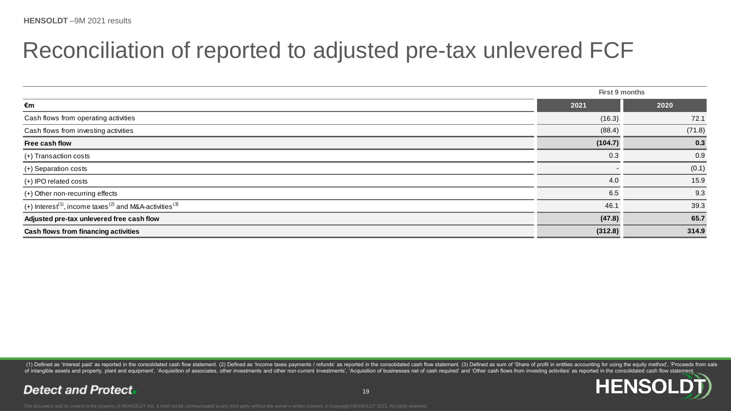# Reconciliation of reported to adjusted pre-tax unlevered FCF

| | First 9 months | |
|---|---|---|
| **€m** | **2021** | **2020** |
| Cash flows from operating activities | (16.3) | 72.1 |
| Cash flows from investing activities | (88.4) | (71.8) |
| **Free cash flow** | **(104.7)** | **0.3** |
| (+) Transaction costs | 0.3 | 0.9 |
| (+) Separation costs | - | (0.1) |
| (+) IPO related costs | 4.0 | 15.9 |
| (+) Other non-recurring effects | 6.5 | 9.3 |
| (+) Interest[1], income taxes[2] and M&A-activities[3] | 46.1 | 39.3 |
| **Adjusted pre-tax unlevered free cash flow** | **(47.8)** | **65.7** |
| **Cash flows from financing activities** | **(312.8)** | **314.9** |

(1) Defined as 'Interest paid' as reported in the consolidated cash flow statement. (2) Defined as 'Income taxes payments / refunds' as reported in the consolidated cash flow statement. (3) Defined as sum of 'Share of profit in entities accounting for using the equity method', 'Proceeds from sale of intangible assets and property, plant and equipment', 'Acquisition of associates, other investments and other non-current investments', 'Acquisition of businesses net of cash required' and 'Other cash flows from investing activities' as reported in the consolidated cash flow statement.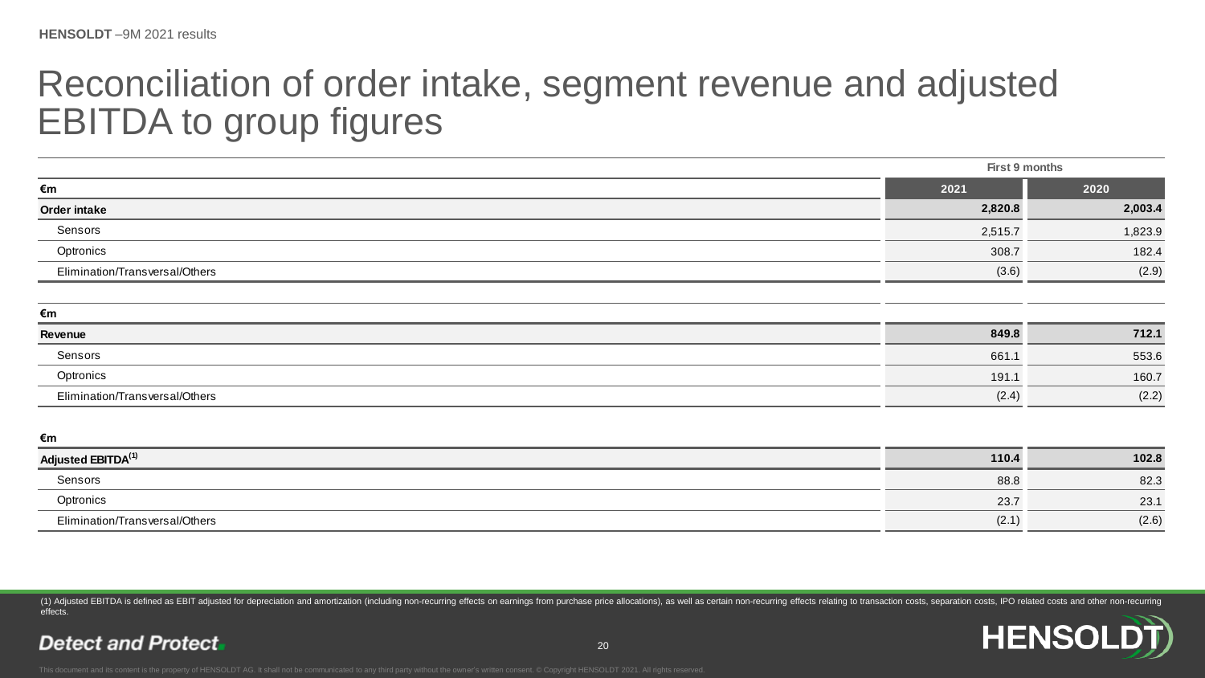# Reconciliation of order intake, segment revenue and adjusted EBITDA to group figures

| | First 9 months | |
|---|---|---|
| €m | 2021 | 2020 |
| **Order intake** | **2,820.8** | **2,003.4** |
| Sensors | 2,515.7 | 1,823.9 |
| Optronics | 308.7 | 182.4 |
| Elimination/Transversal/Others | (3.6) | (2.9) |

| €m | 2021 | 2020 |
|---|---|---|
| **Revenue** | **849.8** | **712.1** |
| Sensors | 661.1 | 553.6 |
| Optronics | 191.1 | 160.7 |
| Elimination/Transversal/Others | (2.4) | (2.2) |

| €m | 2021 | 2020 |
|---|---|---|
| **Adjusted EBITDA[1]** | **110.4** | **102.8** |
| Sensors | 88.8 | 82.3 |
| Optronics | 23.7 | 23.1 |
| Elimination/Transversal/Others | (2.1) | (2.6) |

(1) Adjusted EBITDA is defined as EBIT adjusted for depreciation and amortization (including non-recurring effects on earnings from purchase price allocations), as well as certain non-recurring effects relating to transaction costs, separation costs, IPO related costs and other non-recurring effects.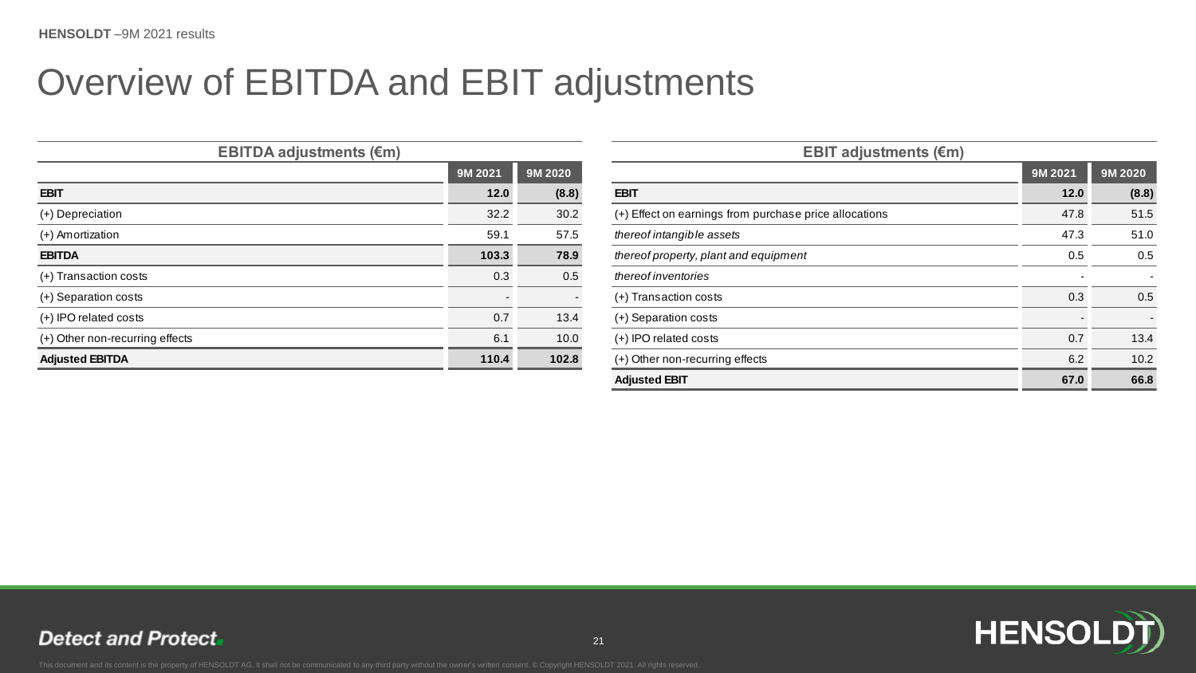# Overview of EBITDA and EBIT adjustments

**EBITDA adjustments (€m)**

| | 9M 2021 | 9M 2020 |
|---|---|---|
| **EBIT** | **12.0** | **(8.8)** |
| (+) Depreciation | 32.2 | 30.2 |
| (+) Amortization | 59.1 | 57.5 |
| **EBITDA** | **103.3** | **78.9** |
| (+) Transaction costs | 0.3 | 0.5 |
| (+) Separation costs | - | - |
| (+) IPO related costs | 0.7 | 13.4 |
| (+) Other non-recurring effects | 6.1 | 10.0 |
| **Adjusted EBITDA** | **110.4** | **102.8** |

**EBIT adjustments (€m)**

| | 9M 2021 | 9M 2020 |
|---|---|---|
| **EBIT** | **12.0** | **(8.8)** |
| (+) Effect on earnings from purchase price allocations | 47.8 | 51.5 |
| *thereof intangible assets* | 47.3 | 51.0 |
| *thereof property, plant and equipment* | 0.5 | 0.5 |
| *thereof inventories* | - | - |
| (+) Transaction costs | 0.3 | 0.5 |
| (+) Separation costs | - | - |
| (+) IPO related costs | 0.7 | 13.4 |
| (+) Other non-recurring effects | 6.2 | 10.2 |
| **Adjusted EBIT** | **67.0** | **66.8** |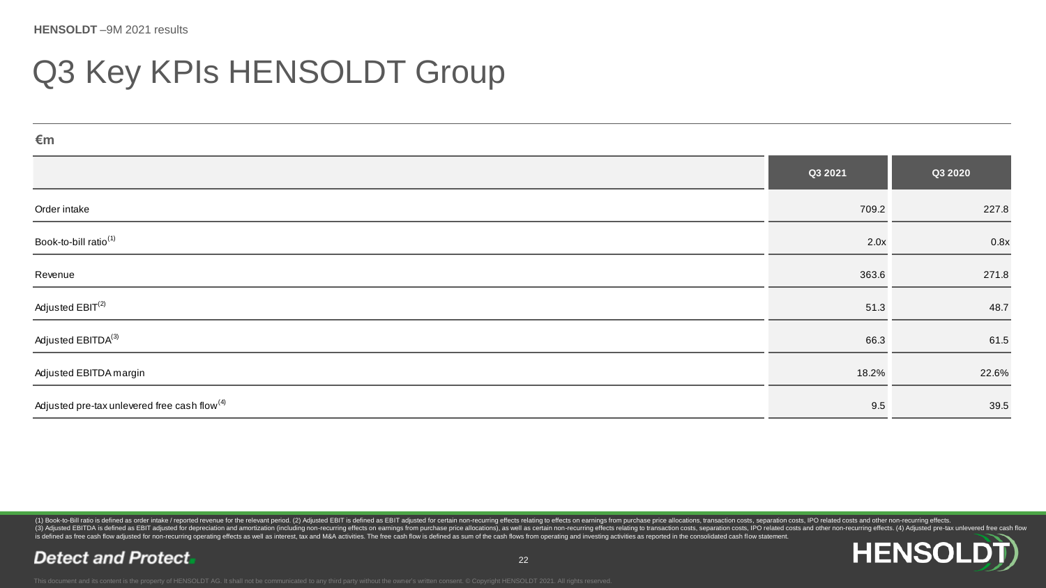# Q3 Key KPIs HENSOLDT Group

**€m**

| | Q3 2021 | Q3 2020 |
|---|---|---|
| Order intake | 709.2 | 227.8 |
| Book-to-bill ratio[1] | 2.0x | 0.8x |
| Revenue | 363.6 | 271.8 |
| Adjusted EBIT[2] | 51.3 | 48.7 |
| Adjusted EBITDA[3] | 66.3 | 61.5 |
| Adjusted EBITDA margin | 18.2% | 22.6% |
| Adjusted pre-tax unlevered free cash flow[4] | 9.5 | 39.5 |

(1) Book-to-Bill ratio is defined as order intake / reported revenue for the relevant period. (2) Adjusted EBIT is defined as EBIT adjusted for certain non-recurring effects relating to effects on earnings from purchase price allocations, transaction costs, separation costs, IPO related costs and other non-recurring effects. (3) Adjusted EBITDA is defined as EBIT adjusted for depreciation and amortization (including non-recurring effects on earnings from purchase price allocations), as well as certain non-recurring effects relating to transaction costs, separation costs, IPO related costs and other non-recurring effects. (4) Adjusted pre-tax unlevered free cash flow is defined as free cash flow adjusted for non-recurring operating effects as well as interest, tax and M&A activities. The free cash flow is defined as sum of the cash flows from operating and investing activities as reported in the consolidated cash flow statement.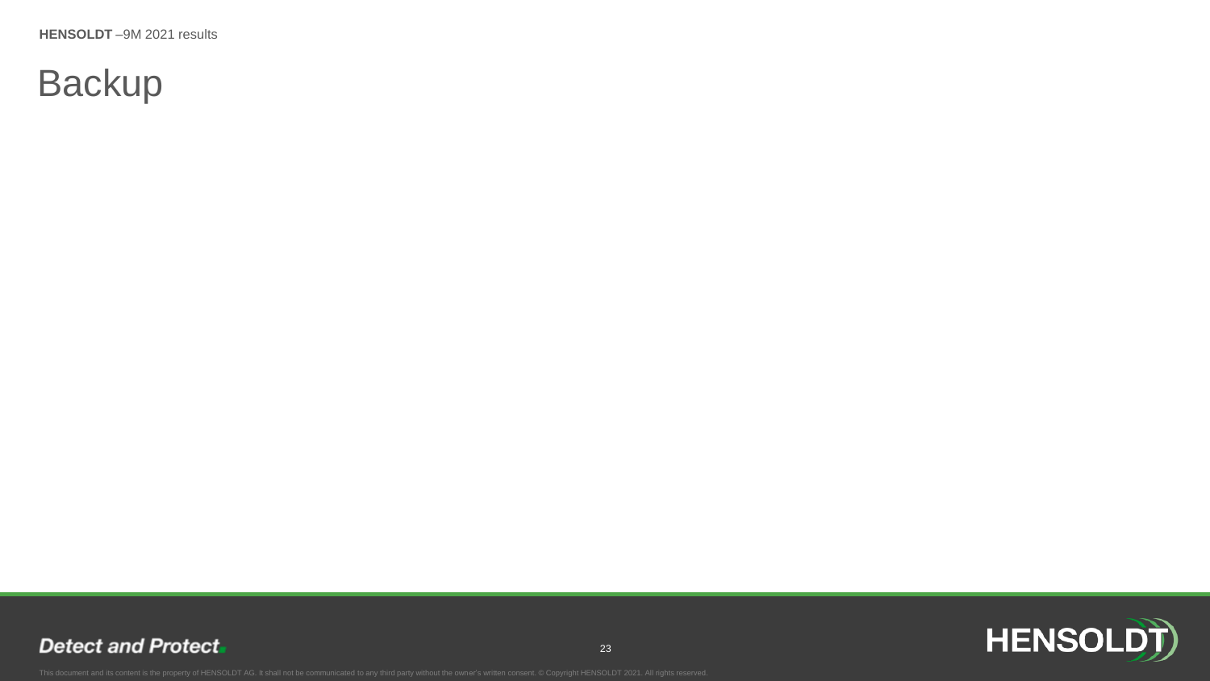# Backup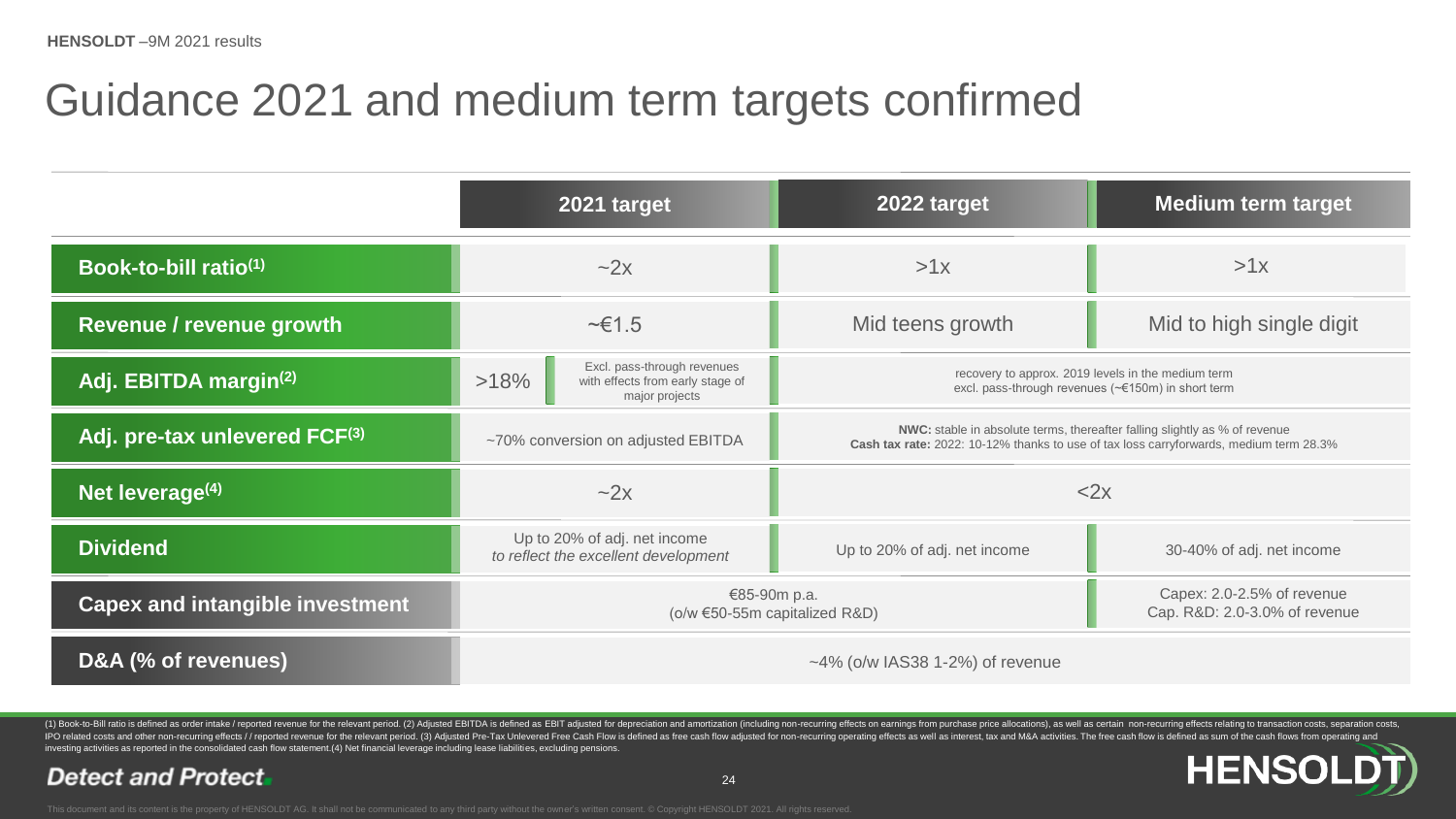# Guidance 2021 and medium term targets confirmed

| | 2021 target | 2022 target | Medium term target |
|---|---|---|---|
| **Book-to-bill ratio[(1)]** | ~2x | >1x | >1x |
| **Revenue / revenue growth** | ~€1.5 | Mid teens growth | Mid to high single digit |
| **Adj. EBITDA margin[(2)]** | >18% Excl. pass-through revenues with effects from early stage of major projects | recovery to approx. 2019 levels in the medium term excl. pass-through revenues (~€150m) in short term | |
| **Adj. pre-tax unlevered FCF[(3)]** | ~70% conversion on adjusted EBITDA | **NWC:** stable in absolute terms, thereafter falling slightly as % of revenue **Cash tax rate:** 2022: 10-12% thanks to use of tax loss carryforwards, medium term 28.3% | |
| **Net leverage[(4)]** | ~2x | <2x | |
| **Dividend** | Up to 20% of adj. net income *to reflect the excellent development* | Up to 20% of adj. net income | 30-40% of adj. net income |
| **Capex and intangible investment** | €85-90m p.a. (o/w €50-55m capitalized R&D) | | Capex: 2.0-2.5% of revenue Cap. R&D: 2.0-3.0% of revenue |
| **D&A (% of revenues)** | ~4% (o/w IAS38 1-2%) of revenue | | |

(1) Book-to-Bill ratio is defined as order intake / reported revenue for the relevant period. (2) Adjusted EBITDA is defined as EBIT adjusted for depreciation and amortization (including non-recurring effects on earnings from purchase price allocations), as well as certain non-recurring effects relating to transaction costs, separation costs, IPO related costs and other non-recurring effects / / reported revenue for the relevant period. (3) Adjusted Pre-Tax Unlevered Free Cash Flow is defined as free cash flow adjusted for non-recurring operating effects as well as interest, tax and M&A activities. The free cash flow is defined as sum of the cash flows from operating and investing activities as reported in the consolidated cash flow statement.(4) Net financial leverage including lease liabilities, excluding pensions.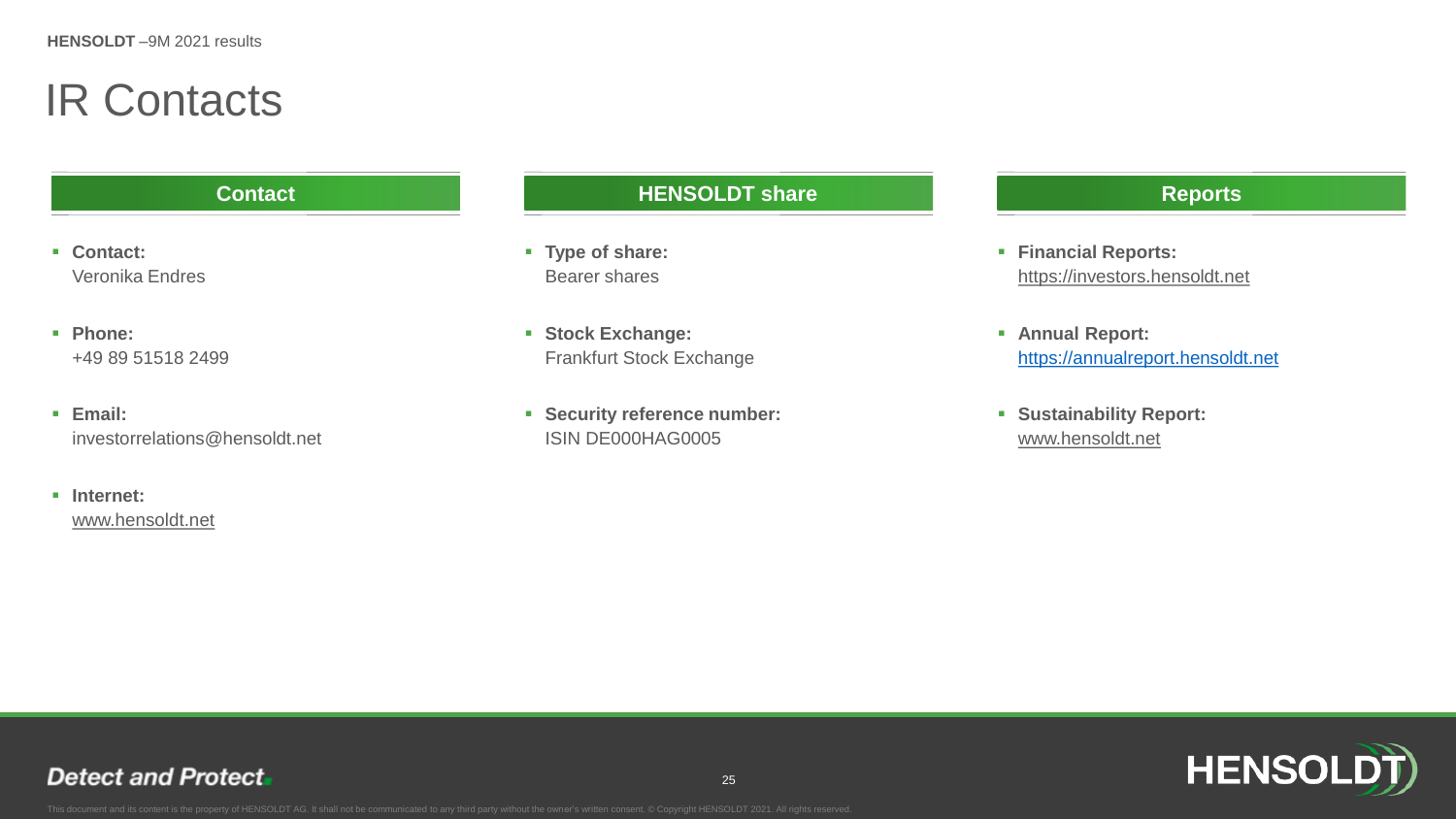# IR Contacts

## Contact

- **Contact:**
  Veronika Endres
- **Phone:**
  +49 89 51518 2499
- **Email:**
  investorrelations@hensoldt.net
- **Internet:**
  www.hensoldt.net

## HENSOLDT share

- **Type of share:**
  Bearer shares
- **Stock Exchange:**
  Frankfurt Stock Exchange
- **Security reference number:**
  ISIN DE000HAG0005

## Reports

- **Financial Reports:**
  https://investors.hensoldt.net
- **Annual Report:**
  https://annualreport.hensoldt.net
- **Sustainability Report:**
  www.hensoldt.net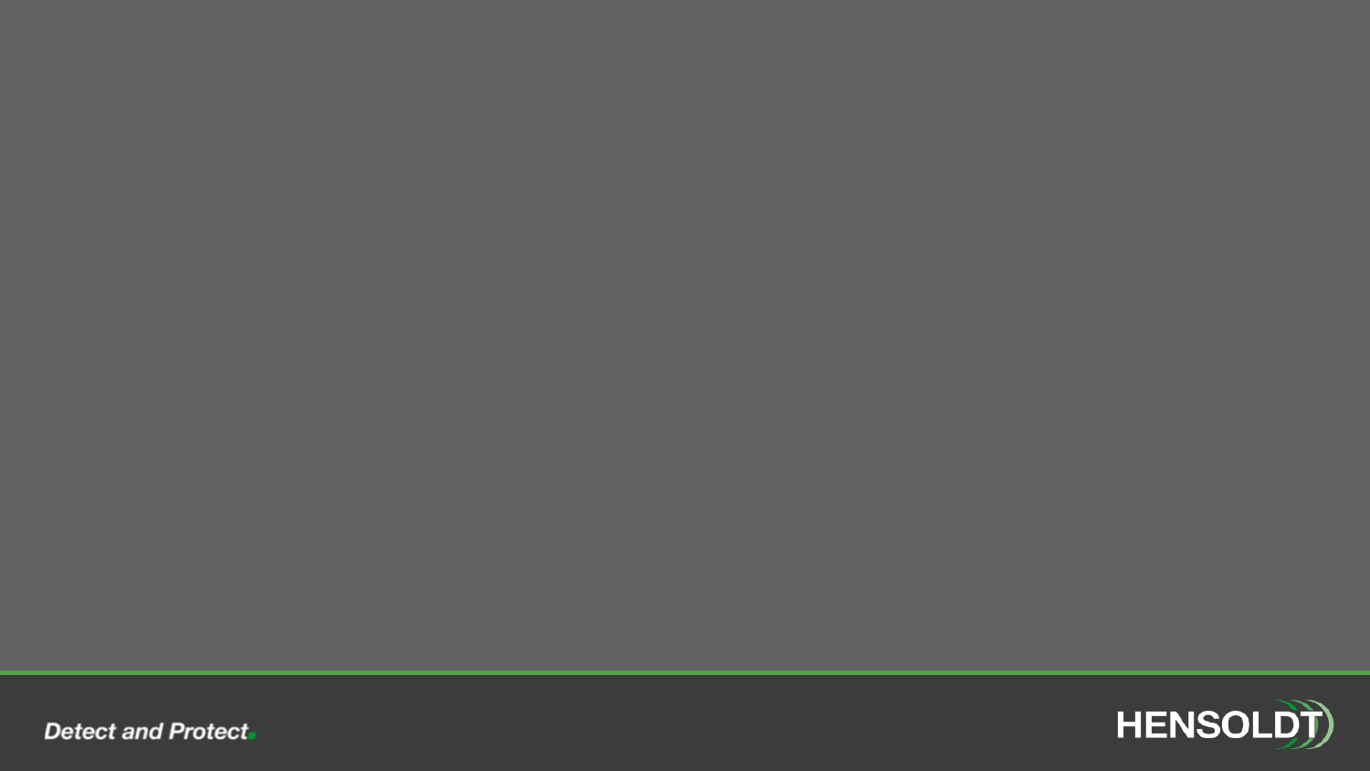Detect and Protect.

HENSOLDT